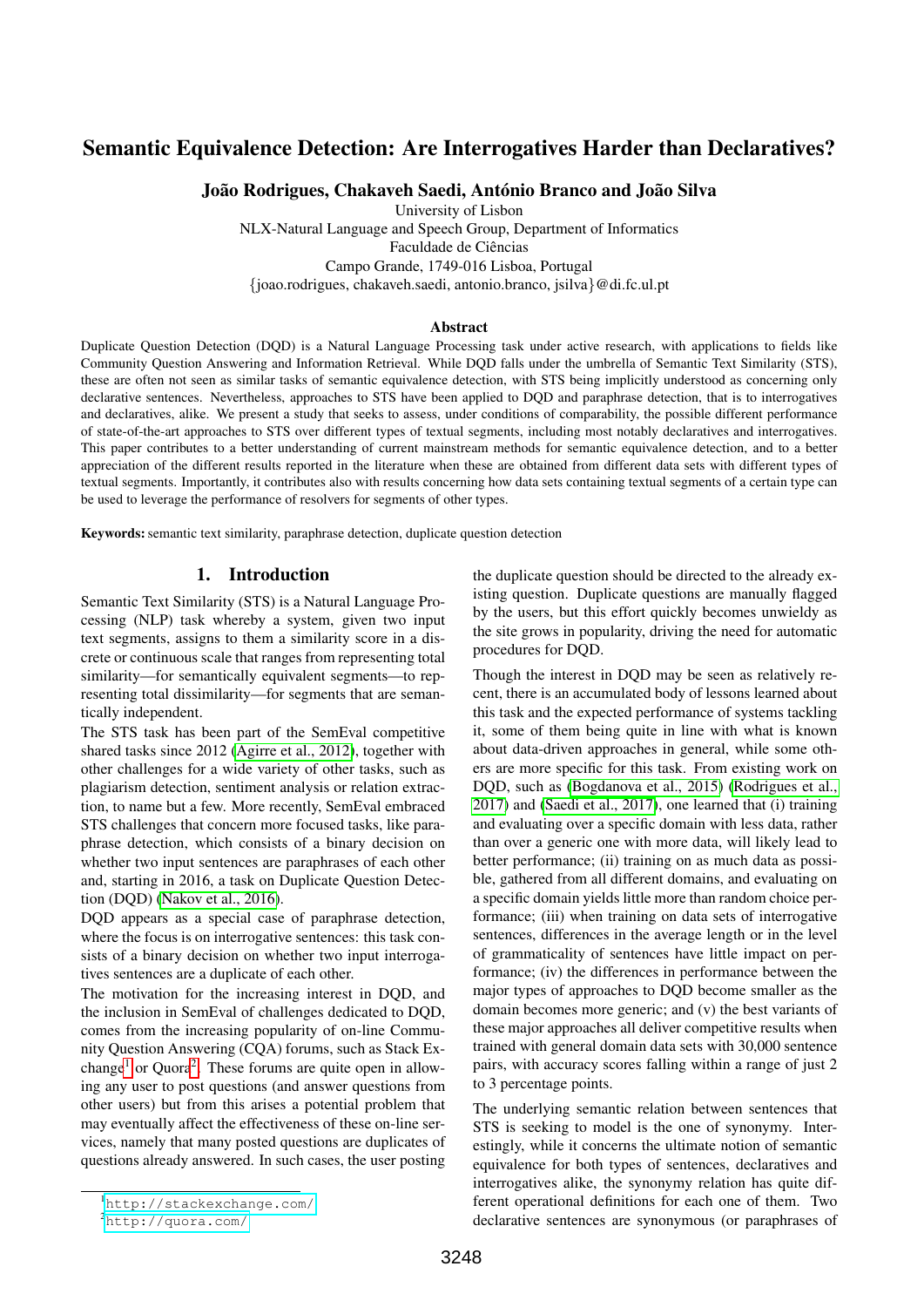# Semantic Equivalence Detection: Are Interrogatives Harder than Declaratives?

**João Rodrigues, Chakaveh Saedi, António Branco and João Silva**

University of Lisbon
NLX-Natural Language and Speech Group, Department of Informatics
Faculdade de Ciências
Campo Grande, 1749-016 Lisboa, Portugal
{joao.rodrigues, chakaveh.saedi, antonio.branco, jsilva}@di.fc.ul.pt

## Abstract

Duplicate Question Detection (DQD) is a Natural Language Processing task under active research, with applications to fields like Community Question Answering and Information Retrieval. While DQD falls under the umbrella of Semantic Text Similarity (STS), these are often not seen as similar tasks of semantic equivalence detection, with STS being implicitly understood as concerning only declarative sentences. Nevertheless, approaches to STS have been applied to DQD and paraphrase detection, that is to interrogatives and declaratives, alike. We present a study that seeks to assess, under conditions of comparability, the possible different performance of state-of-the-art approaches to STS over different types of textual segments, including most notably declaratives and interrogatives. This paper contributes to a better understanding of current mainstream methods for semantic equivalence detection, and to a better appreciation of the different results reported in the literature when these are obtained from different data sets with different types of textual segments. Importantly, it contributes also with results concerning how data sets containing textual segments of a certain type can be used to leverage the performance of resolvers for segments of other types.

**Keywords:** semantic text similarity, paraphrase detection, duplicate question detection

## 1. Introduction

Semantic Text Similarity (STS) is a Natural Language Processing (NLP) task whereby a system, given two input text segments, assigns to them a similarity score in a discrete or continuous scale that ranges from representing total similarity—for semantically equivalent segments—to representing total dissimilarity—for segments that are semantically independent.

The STS task has been part of the SemEval competitive shared tasks since 2012 (Agirre et al., 2012), together with other challenges for a wide variety of other tasks, such as plagiarism detection, sentiment analysis or relation extraction, to name but a few. More recently, SemEval embraced STS challenges that concern more focused tasks, like paraphrase detection, which consists of a binary decision on whether two input sentences are paraphrases of each other and, starting in 2016, a task on Duplicate Question Detection (DQD) (Nakov et al., 2016).

DQD appears as a special case of paraphrase detection, where the focus is on interrogative sentences: this task consists of a binary decision on whether two input interrogatives sentences are a duplicate of each other.

The motivation for the increasing interest in DQD, and the inclusion in SemEval of challenges dedicated to DQD, comes from the increasing popularity of on-line Community Question Answering (CQA) forums, such as Stack Exchange[1] or Quora[2]. These forums are quite open in allowing any user to post questions (and answer questions from other users) but from this arises a potential problem that may eventually affect the effectiveness of these on-line services, namely that many posted questions are duplicates of questions already answered. In such cases, the user posting the duplicate question should be directed to the already existing question. Duplicate questions are manually flagged by the users, but this effort quickly becomes unwieldy as the site grows in popularity, driving the need for automatic procedures for DQD.

Though the interest in DQD may be seen as relatively recent, there is an accumulated body of lessons learned about this task and the expected performance of systems tackling it, some of them being quite in line with what is known about data-driven approaches in general, while some others are more specific for this task. From existing work on DQD, such as (Bogdanova et al., 2015) (Rodrigues et al., 2017) and (Saedi et al., 2017), one learned that (i) training and evaluating over a specific domain with less data, rather than over a generic one with more data, will likely lead to better performance; (ii) training on as much data as possible, gathered from all different domains, and evaluating on a specific domain yields little more than random choice performance; (iii) when training on data sets of interrogative sentences, differences in the average length or in the level of grammaticality of sentences have little impact on performance; (iv) the differences in performance between the major types of approaches to DQD become smaller as the domain becomes more generic; and (v) the best variants of these major approaches all deliver competitive results when trained with general domain data sets with 30,000 sentence pairs, with accuracy scores falling within a range of just 2 to 3 percentage points.

The underlying semantic relation between sentences that STS is seeking to model is the one of synonymy. Interestingly, while it concerns the ultimate notion of semantic equivalence for both types of sentences, declaratives and interrogatives alike, the synonymy relation has quite different operational definitions for each one of them. Two declarative sentences are synonymous (or paraphrases of

[1] http://stackexchange.com/
[2] http://quora.com/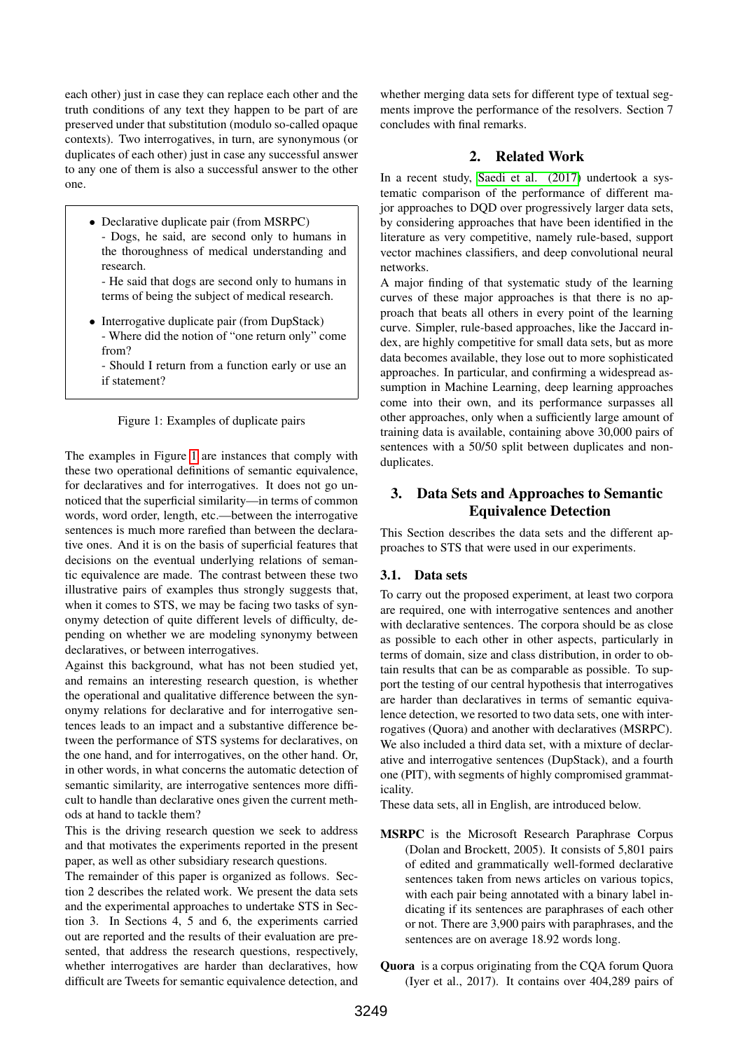each other) just in case they can replace each other and the truth conditions of any text they happen to be part of are preserved under that substitution (modulo so-called opaque contexts). Two interrogatives, in turn, are synonymous (or duplicates of each other) just in case any successful answer to any one of them is also a successful answer to the other one.

- Declarative duplicate pair (from MSRPC)
  - Dogs, he said, are second only to humans in the thoroughness of medical understanding and research.
  - He said that dogs are second only to humans in terms of being the subject of medical research.
- Interrogative duplicate pair (from DupStack)
  - Where did the notion of "one return only" come from?
  - Should I return from a function early or use an if statement?

Figure 1: Examples of duplicate pairs

The examples in Figure 1 are instances that comply with these two operational definitions of semantic equivalence, for declaratives and for interrogatives. It does not go unnoticed that the superficial similarity—in terms of common words, word order, length, etc.—between the interrogative sentences is much more rarefied than between the declarative ones. And it is on the basis of superficial features that decisions on the eventual underlying relations of semantic equivalence are made. The contrast between these two illustrative pairs of examples thus strongly suggests that, when it comes to STS, we may be facing two tasks of synonymy detection of quite different levels of difficulty, depending on whether we are modeling synonymy between declaratives, or between interrogatives.

Against this background, what has not been studied yet, and remains an interesting research question, is whether the operational and qualitative difference between the synonymy relations for declarative and for interrogative sentences leads to an impact and a substantive difference between the performance of STS systems for declaratives, on the one hand, and for interrogatives, on the other hand. Or, in other words, in what concerns the automatic detection of semantic similarity, are interrogative sentences more difficult to handle than declarative ones given the current methods at hand to tackle them?

This is the driving research question we seek to address and that motivates the experiments reported in the present paper, as well as other subsidiary research questions.

The remainder of this paper is organized as follows. Section 2 describes the related work. We present the data sets and the experimental approaches to undertake STS in Section 3. In Sections 4, 5 and 6, the experiments carried out are reported and the results of their evaluation are presented, that address the research questions, respectively, whether interrogatives are harder than declaratives, how difficult are Tweets for semantic equivalence detection, and whether merging data sets for different type of textual segments improve the performance of the resolvers. Section 7 concludes with final remarks.

## 2. Related Work

In a recent study, Saedi et al. (2017) undertook a systematic comparison of the performance of different major approaches to DQD over progressively larger data sets, by considering approaches that have been identified in the literature as very competitive, namely rule-based, support vector machines classifiers, and deep convolutional neural networks.

A major finding of that systematic study of the learning curves of these major approaches is that there is no approach that beats all others in every point of the learning curve. Simpler, rule-based approaches, like the Jaccard index, are highly competitive for small data sets, but as more data becomes available, they lose out to more sophisticated approaches. In particular, and confirming a widespread assumption in Machine Learning, deep learning approaches come into their own, and its performance surpasses all other approaches, only when a sufficiently large amount of training data is available, containing above 30,000 pairs of sentences with a 50/50 split between duplicates and non-duplicates.

## 3. Data Sets and Approaches to Semantic Equivalence Detection

This Section describes the data sets and the different approaches to STS that were used in our experiments.

### 3.1. Data sets

To carry out the proposed experiment, at least two corpora are required, one with interrogative sentences and another with declarative sentences. The corpora should be as close as possible to each other in other aspects, particularly in terms of domain, size and class distribution, in order to obtain results that can be as comparable as possible. To support the testing of our central hypothesis that interrogatives are harder than declaratives in terms of semantic equivalence detection, we resorted to two data sets, one with interrogatives (Quora) and another with declaratives (MSRPC). We also included a third data set, with a mixture of declarative and interrogative sentences (DupStack), and a fourth one (PIT), with segments of highly compromised grammaticality.

These data sets, all in English, are introduced below.

**MSRPC** is the Microsoft Research Paraphrase Corpus (Dolan and Brockett, 2005). It consists of 5,801 pairs of edited and grammatically well-formed declarative sentences taken from news articles on various topics, with each pair being annotated with a binary label indicating if its sentences are paraphrases of each other or not. There are 3,900 pairs with paraphrases, and the sentences are on average 18.92 words long.

**Quora** is a corpus originating from the CQA forum Quora (Iyer et al., 2017). It contains over 404,289 pairs of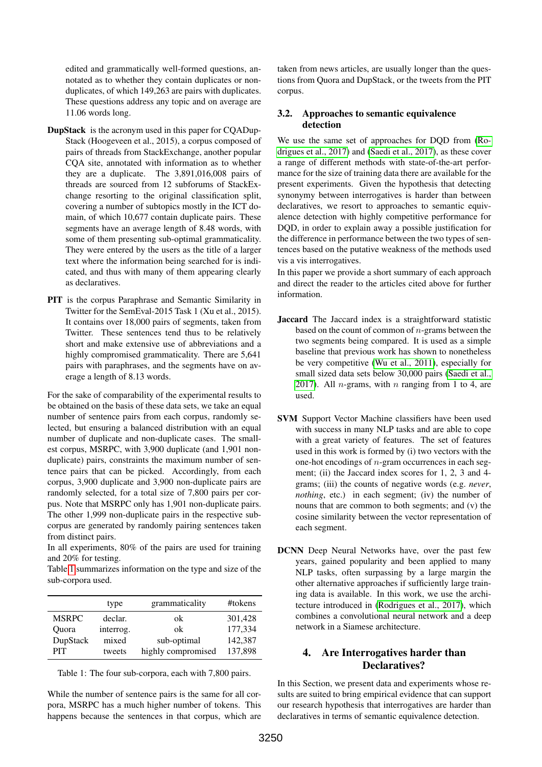edited and grammatically well-formed questions, annotated as to whether they contain duplicates or non-duplicates, of which 149,263 are pairs with duplicates. These questions address any topic and on average are 11.06 words long.

- **DupStack** is the acronym used in this paper for CQADupStack (Hoogeveen et al., 2015), a corpus composed of pairs of threads from StackExchange, another popular CQA site, annotated with information as to whether they are a duplicate. The 3,891,016,008 pairs of threads are sourced from 12 subforums of StackExchange resorting to the original classification split, covering a number of subtopics mostly in the ICT domain, of which 10,677 contain duplicate pairs. These segments have an average length of 8.48 words, with some of them presenting sub-optimal grammaticality. They were entered by the users as the title of a larger text where the information being searched for is indicated, and thus with many of them appearing clearly as declaratives.

- **PIT** is the corpus Paraphrase and Semantic Similarity in Twitter for the SemEval-2015 Task 1 (Xu et al., 2015). It contains over 18,000 pairs of segments, taken from Twitter. These sentences tend thus to be relatively short and make extensive use of abbreviations and a highly compromised grammaticality. There are 5,641 pairs with paraphrases, and the segments have on average a length of 8.13 words.

For the sake of comparability of the experimental results to be obtained on the basis of these data sets, we take an equal number of sentence pairs from each corpus, randomly selected, but ensuring a balanced distribution with an equal number of duplicate and non-duplicate cases. The smallest corpus, MSRPC, with 3,900 duplicate (and 1,901 non-duplicate) pairs, constraints the maximum number of sentence pairs that can be picked. Accordingly, from each corpus, 3,900 duplicate and 3,900 non-duplicate pairs are randomly selected, for a total size of 7,800 pairs per corpus. Note that MSRPC only has 1,901 non-duplicate pairs. The other 1,999 non-duplicate pairs in the respective sub-corpus are generated by randomly pairing sentences taken from distinct pairs.

In all experiments, 80% of the pairs are used for training and 20% for testing.

Table 1 summarizes information on the type and size of the sub-corpora used.

| | type | grammaticality | #tokens |
|---|---|---|---|
| MSRPC | declar. | ok | 301,428 |
| Quora | interrog. | ok | 177,334 |
| DupStack | mixed | sub-optimal | 142,387 |
| PIT | tweets | highly compromised | 137,898 |

Table 1: The four sub-corpora, each with 7,800 pairs.

While the number of sentence pairs is the same for all corpora, MSRPC has a much higher number of tokens. This happens because the sentences in that corpus, which are taken from news articles, are usually longer than the questions from Quora and DupStack, or the tweets from the PIT corpus.

### 3.2. Approaches to semantic equivalence detection

We use the same set of approaches for DQD from (Rodrigues et al., 2017) and (Saedi et al., 2017), as these cover a range of different methods with state-of-the-art performance for the size of training data there are available for the present experiments. Given the hypothesis that detecting synonymy between interrogatives is harder than between declaratives, we resort to approaches to semantic equivalence detection with highly competitive performance for DQD, in order to explain away a possible justification for the difference in performance between the two types of sentences based on the putative weakness of the methods used vis a vis interrogatives.

In this paper we provide a short summary of each approach and direct the reader to the articles cited above for further information.

- **Jaccard** The Jaccard index is a straightforward statistic based on the count of common of $n$-grams between the two segments being compared. It is used as a simple baseline that previous work has shown to nonetheless be very competitive (Wu et al., 2011), especially for small sized data sets below 30,000 pairs (Saedi et al., 2017). All $n$-grams, with $n$ ranging from 1 to 4, are used.

- **SVM** Support Vector Machine classifiers have been used with success in many NLP tasks and are able to cope with a great variety of features. The set of features used in this work is formed by (i) two vectors with the one-hot encodings of $n$-gram occurrences in each segment; (ii) the Jaccard index scores for 1, 2, 3 and 4-grams; (iii) the counts of negative words (e.g. *never*, *nothing*, etc.) in each segment; (iv) the number of nouns that are common to both segments; and (v) the cosine similarity between the vector representation of each segment.

- **DCNN** Deep Neural Networks have, over the past few years, gained popularity and been applied to many NLP tasks, often surpassing by a large margin the other alternative approaches if sufficiently large training data is available. In this work, we use the architecture introduced in (Rodrigues et al., 2017), which combines a convolutional neural network and a deep network in a Siamese architecture.

## 4. Are Interrogatives harder than Declaratives?

In this Section, we present data and experiments whose results are suited to bring empirical evidence that can support our research hypothesis that interrogatives are harder than declaratives in terms of semantic equivalence detection.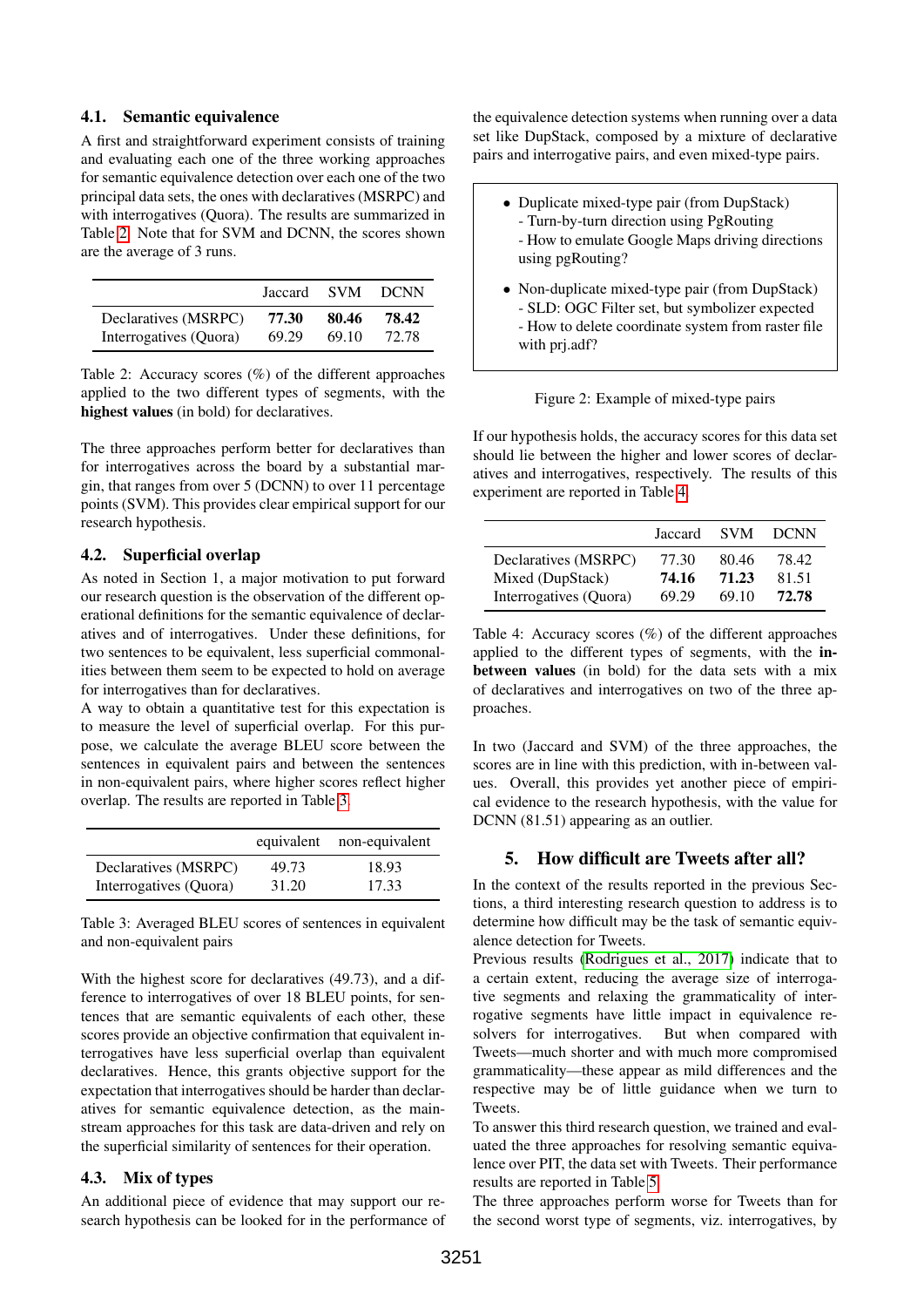### 4.1. Semantic equivalence

A first and straightforward experiment consists of training and evaluating each one of the three working approaches for semantic equivalence detection over each one of the two principal data sets, the ones with declaratives (MSRPC) and with interrogatives (Quora). The results are summarized in Table 2. Note that for SVM and DCNN, the scores shown are the average of 3 runs.

| | Jaccard | SVM | DCNN |
|---|---|---|---|
| Declaratives (MSRPC) | **77.30** | **80.46** | **78.42** |
| Interrogatives (Quora) | 69.29 | 69.10 | 72.78 |

Table 2: Accuracy scores (%) of the different approaches applied to the two different types of segments, with the **highest values** (in bold) for declaratives.

The three approaches perform better for declaratives than for interrogatives across the board by a substantial margin, that ranges from over 5 (DCNN) to over 11 percentage points (SVM). This provides clear empirical support for our research hypothesis.

### 4.2. Superficial overlap

As noted in Section 1, a major motivation to put forward our research question is the observation of the different operational definitions for the semantic equivalence of declaratives and of interrogatives. Under these definitions, for two sentences to be equivalent, less superficial commonalities between them seem to be expected to hold on average for interrogatives than for declaratives.

A way to obtain a quantitative test for this expectation is to measure the level of superficial overlap. For this purpose, we calculate the average BLEU score between the sentences in equivalent pairs and between the sentences in non-equivalent pairs, where higher scores reflect higher overlap. The results are reported in Table 3.

| | equivalent | non-equivalent |
|---|---|---|
| Declaratives (MSRPC) | 49.73 | 18.93 |
| Interrogatives (Quora) | 31.20 | 17.33 |

Table 3: Averaged BLEU scores of sentences in equivalent and non-equivalent pairs

With the highest score for declaratives (49.73), and a difference to interrogatives of over 18 BLEU points, for sentences that are semantic equivalents of each other, these scores provide an objective confirmation that equivalent interrogatives have less superficial overlap than equivalent declaratives. Hence, this grants objective support for the expectation that interrogatives should be harder than declaratives for semantic equivalence detection, as the mainstream approaches for this task are data-driven and rely on the superficial similarity of sentences for their operation.

### 4.3. Mix of types

An additional piece of evidence that may support our research hypothesis can be looked for in the performance of the equivalence detection systems when running over a data set like DupStack, composed by a mixture of declarative pairs and interrogative pairs, and even mixed-type pairs.

- Duplicate mixed-type pair (from DupStack)
  - Turn-by-turn direction using PgRouting
  - How to emulate Google Maps driving directions using pgRouting?
- Non-duplicate mixed-type pair (from DupStack)
  - SLD: OGC Filter set, but symbolizer expected
  - How to delete coordinate system from raster file with prj.adf?

Figure 2: Example of mixed-type pairs

If our hypothesis holds, the accuracy scores for this data set should lie between the higher and lower scores of declaratives and interrogatives, respectively. The results of this experiment are reported in Table 4.

| | Jaccard | SVM | DCNN |
|---|---|---|---|
| Declaratives (MSRPC) | 77.30 | 80.46 | 78.42 |
| Mixed (DupStack) | **74.16** | **71.23** | 81.51 |
| Interrogatives (Quora) | 69.29 | 69.10 | **72.78** |

Table 4: Accuracy scores (%) of the different approaches applied to the different types of segments, with the **in-between values** (in bold) for the data sets with a mix of declaratives and interrogatives on two of the three approaches.

In two (Jaccard and SVM) of the three approaches, the scores are in line with this prediction, with in-between values. Overall, this provides yet another piece of empirical evidence to the research hypothesis, with the value for DCNN (81.51) appearing as an outlier.

## 5. How difficult are Tweets after all?

In the context of the results reported in the previous Sections, a third interesting research question to address is to determine how difficult may be the task of semantic equivalence detection for Tweets.

Previous results (Rodrigues et al., 2017) indicate that to a certain extent, reducing the average size of interrogative segments and relaxing the grammaticality of interrogative segments have little impact in equivalence resolvers for interrogatives. But when compared with Tweets—much shorter and with much more compromised grammaticality—these appear as mild differences and the respective may be of little guidance when we turn to Tweets.

To answer this third research question, we trained and evaluated the three approaches for resolving semantic equivalence over PIT, the data set with Tweets. Their performance results are reported in Table 5.

The three approaches perform worse for Tweets than for the second worst type of segments, viz. interrogatives, by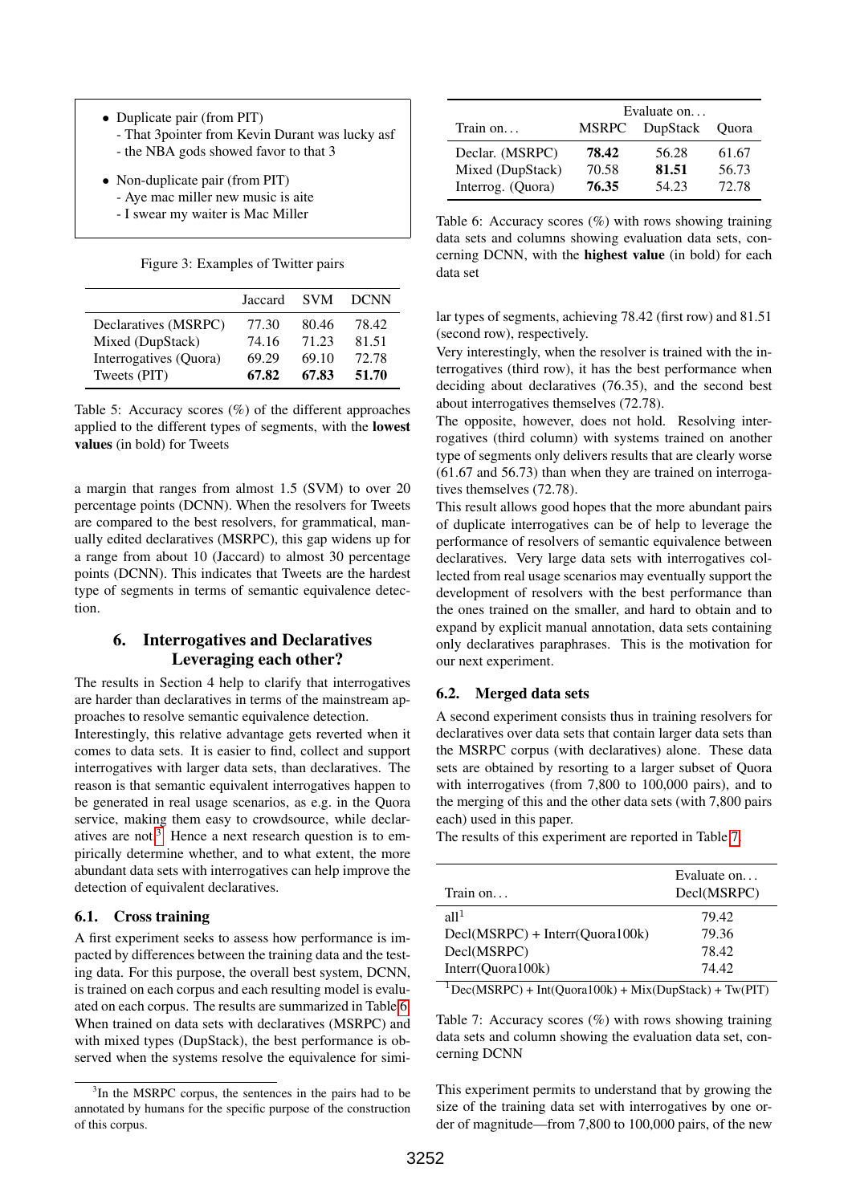- Duplicate pair (from PIT)
  - That 3pointer from Kevin Durant was lucky asf
  - the NBA gods showed favor to that 3
- Non-duplicate pair (from PIT)
  - Aye mac miller new music is aite
  - I swear my waiter is Mac Miller

Figure 3: Examples of Twitter pairs

| | Jaccard | SVM | DCNN |
|---|---|---|---|
| Declaratives (MSRPC) | 77.30 | 80.46 | 78.42 |
| Mixed (DupStack) | 74.16 | 71.23 | 81.51 |
| Interrogatives (Quora) | 69.29 | 69.10 | 72.78 |
| Tweets (PIT) | **67.82** | **67.83** | **51.70** |

Table 5: Accuracy scores (%) of the different approaches applied to the different types of segments, with the **lowest values** (in bold) for Tweets

a margin that ranges from almost 1.5 (SVM) to over 20 percentage points (DCNN). When the resolvers for Tweets are compared to the best resolvers, for grammatical, manually edited declaratives (MSRPC), this gap widens up for a range from about 10 (Jaccard) to almost 30 percentage points (DCNN). This indicates that Tweets are the hardest type of segments in terms of semantic equivalence detection.

## 6. Interrogatives and Declaratives Leveraging each other?

The results in Section 4 help to clarify that interrogatives are harder than declaratives in terms of the mainstream approaches to resolve semantic equivalence detection.

Interestingly, this relative advantage gets reverted when it comes to data sets. It is easier to find, collect and support interrogatives with larger data sets, than declaratives. The reason is that semantic equivalent interrogatives happen to be generated in real usage scenarios, as e.g. in the Quora service, making them easy to crowdsource, while declaratives are not.[3] Hence a next research question is to empirically determine whether, and to what extent, the more abundant data sets with interrogatives can help improve the detection of equivalent declaratives.

### 6.1. Cross training

A first experiment seeks to assess how performance is impacted by differences between the training data and the testing data. For this purpose, the overall best system, DCNN, is trained on each corpus and each resulting model is evaluated on each corpus. The results are summarized in Table 6. When trained on data sets with declaratives (MSRPC) and with mixed types (DupStack), the best performance is observed when the systems resolve the equivalence for similar types of segments, achieving 78.42 (first row) and 81.51 (second row), respectively.

[3] In the MSRPC corpus, the sentences in the pairs had to be annotated by humans for the specific purpose of the construction of this corpus.

| | Evaluate on... | | |
|---|---|---|---|
| Train on... | MSRPC | DupStack | Quora |
| Declar. (MSRPC) | **78.42** | 56.28 | 61.67 |
| Mixed (DupStack) | 70.58 | **81.51** | 56.73 |
| Interrog. (Quora) | **76.35** | 54.23 | 72.78 |

Table 6: Accuracy scores (%) with rows showing training data sets and columns showing evaluation data sets, concerning DCNN, with the **highest value** (in bold) for each data set

Very interestingly, when the resolver is trained with the interrogatives (third row), it has the best performance when deciding about declaratives (76.35), and the second best about interrogatives themselves (72.78).

The opposite, however, does not hold. Resolving interrogatives (third column) with systems trained on another type of segments only delivers results that are clearly worse (61.67 and 56.73) than when they are trained on interrogatives themselves (72.78).

This result allows good hopes that the more abundant pairs of duplicate interrogatives can be of help to leverage the performance of resolvers of semantic equivalence between declaratives. Very large data sets with interrogatives collected from real usage scenarios may eventually support the development of resolvers with the best performance than the ones trained on the smaller, and hard to obtain and to expand by explicit manual annotation, data sets containing only declaratives paraphrases. This is the motivation for our next experiment.

### 6.2. Merged data sets

A second experiment consists thus in training resolvers for declaratives over data sets that contain larger data sets than the MSRPC corpus (with declaratives) alone. These data sets are obtained by resorting to a larger subset of Quora with interrogatives (from 7,800 to 100,000 pairs), and to the merging of this and the other data sets (with 7,800 pairs each) used in this paper.

The results of this experiment are reported in Table 7.

| Train on... | Evaluate on... Decl(MSRPC) |
|---|---|
| all[1] | 79.42 |
| Decl(MSRPC) + Interr(Quora100k) | 79.36 |
| Decl(MSRPC) | 78.42 |
| Interr(Quora100k) | 74.42 |

[1] Dec(MSRPC) + Int(Quora100k) + Mix(DupStack) + Tw(PIT)

Table 7: Accuracy scores (%) with rows showing training data sets and column showing the evaluation data set, concerning DCNN

This experiment permits to understand that by growing the size of the training data set with interrogatives by one order of magnitude—from 7,800 to 100,000 pairs, of the new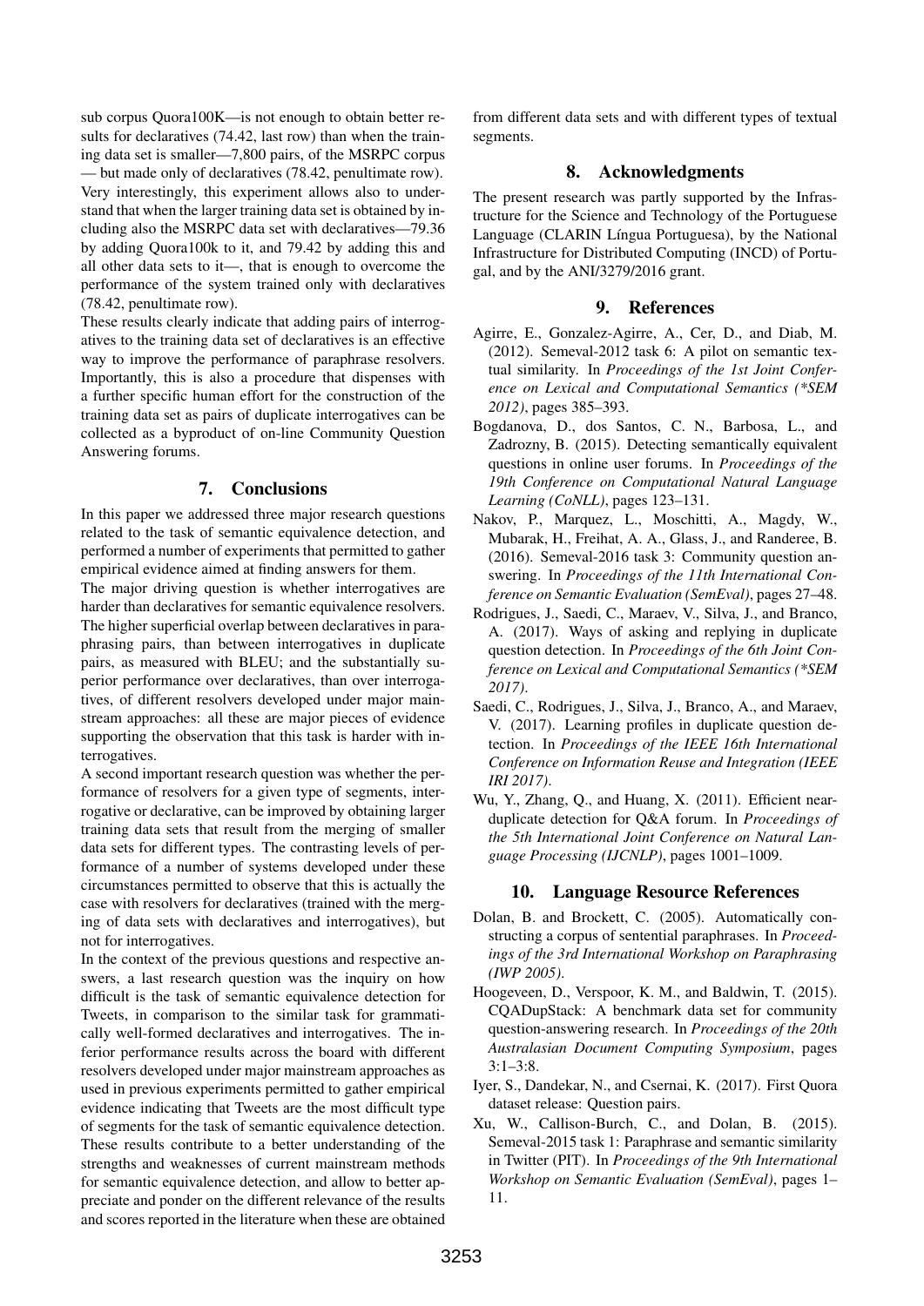sub corpus Quora100K—is not enough to obtain better results for declaratives (74.42, last row) than when the training data set is smaller—7,800 pairs, of the MSRPC corpus — but made only of declaratives (78.42, penultimate row). Very interestingly, this experiment allows also to understand that when the larger training data set is obtained by including also the MSRPC data set with declaratives—79.36 by adding Quora100k to it, and 79.42 by adding this and all other data sets to it—, that is enough to overcome the performance of the system trained only with declaratives (78.42, penultimate row).

These results clearly indicate that adding pairs of interrogatives to the training data set of declaratives is an effective way to improve the performance of paraphrase resolvers. Importantly, this is also a procedure that dispenses with a further specific human effort for the construction of the training data set as pairs of duplicate interrogatives can be collected as a byproduct of on-line Community Question Answering forums.

## 7. Conclusions

In this paper we addressed three major research questions related to the task of semantic equivalence detection, and performed a number of experiments that permitted to gather empirical evidence aimed at finding answers for them.

The major driving question is whether interrogatives are harder than declaratives for semantic equivalence resolvers. The higher superficial overlap between declaratives in paraphrasing pairs, than between interrogatives in duplicate pairs, as measured with BLEU; and the substantially superior performance over declaratives, than over interrogatives, of different resolvers developed under major mainstream approaches: all these are major pieces of evidence supporting the observation that this task is harder with interrogatives.

A second important research question was whether the performance of resolvers for a given type of segments, interrogative or declarative, can be improved by obtaining larger training data sets that result from the merging of smaller data sets for different types. The contrasting levels of performance of a number of systems developed under these circumstances permitted to observe that this is actually the case with resolvers for declaratives (trained with the merging of data sets with declaratives and interrogatives), but not for interrogatives.

In the context of the previous questions and respective answers, a last research question was the inquiry on how difficult is the task of semantic equivalence detection for Tweets, in comparison to the similar task for grammatically well-formed declaratives and interrogatives. The inferior performance results across the board with different resolvers developed under major mainstream approaches as used in previous experiments permitted to gather empirical evidence indicating that Tweets are the most difficult type of segments for the task of semantic equivalence detection. These results contribute to a better understanding of the strengths and weaknesses of current mainstream methods for semantic equivalence detection, and allow to better appreciate and ponder on the different relevance of the results and scores reported in the literature when these are obtained from different data sets and with different types of textual segments.

## 8. Acknowledgments

The present research was partly supported by the Infrastructure for the Science and Technology of the Portuguese Language (CLARIN Língua Portuguesa), by the National Infrastructure for Distributed Computing (INCD) of Portugal, and by the ANI/3279/2016 grant.

## 9. References

Agirre, E., Gonzalez-Agirre, A., Cer, D., and Diab, M. (2012). Semeval-2012 task 6: A pilot on semantic textual similarity. In *Proceedings of the 1st Joint Conference on Lexical and Computational Semantics (*SEM 2012)*, pages 385–393.

Bogdanova, D., dos Santos, C. N., Barbosa, L., and Zadrozny, B. (2015). Detecting semantically equivalent questions in online user forums. In *Proceedings of the 19th Conference on Computational Natural Language Learning (CoNLL)*, pages 123–131.

Nakov, P., Marquez, L., Moschitti, A., Magdy, W., Mubarak, H., Freihat, A. A., Glass, J., and Randeree, B. (2016). Semeval-2016 task 3: Community question answering. In *Proceedings of the 11th International Conference on Semantic Evaluation (SemEval)*, pages 27–48.

Rodrigues, J., Saedi, C., Maraev, V., Silva, J., and Branco, A. (2017). Ways of asking and replying in duplicate question detection. In *Proceedings of the 6th Joint Conference on Lexical and Computational Semantics (*SEM 2017)*.

Saedi, C., Rodrigues, J., Silva, J., Branco, A., and Maraev, V. (2017). Learning profiles in duplicate question detection. In *Proceedings of the IEEE 16th International Conference on Information Reuse and Integration (IEEE IRI 2017)*.

Wu, Y., Zhang, Q., and Huang, X. (2011). Efficient near-duplicate detection for Q&A forum. In *Proceedings of the 5th International Joint Conference on Natural Language Processing (IJCNLP)*, pages 1001–1009.

## 10. Language Resource References

Dolan, B. and Brockett, C. (2005). Automatically constructing a corpus of sentential paraphrases. In *Proceedings of the 3rd International Workshop on Paraphrasing (IWP 2005)*.

Hoogeveen, D., Verspoor, K. M., and Baldwin, T. (2015). CQADupStack: A benchmark data set for community question-answering research. In *Proceedings of the 20th Australasian Document Computing Symposium*, pages 3:1–3:8.

Iyer, S., Dandekar, N., and Csernai, K. (2017). First Quora dataset release: Question pairs.

Xu, W., Callison-Burch, C., and Dolan, B. (2015). Semeval-2015 task 1: Paraphrase and semantic similarity in Twitter (PIT). In *Proceedings of the 9th International Workshop on Semantic Evaluation (SemEval)*, pages 1–11.